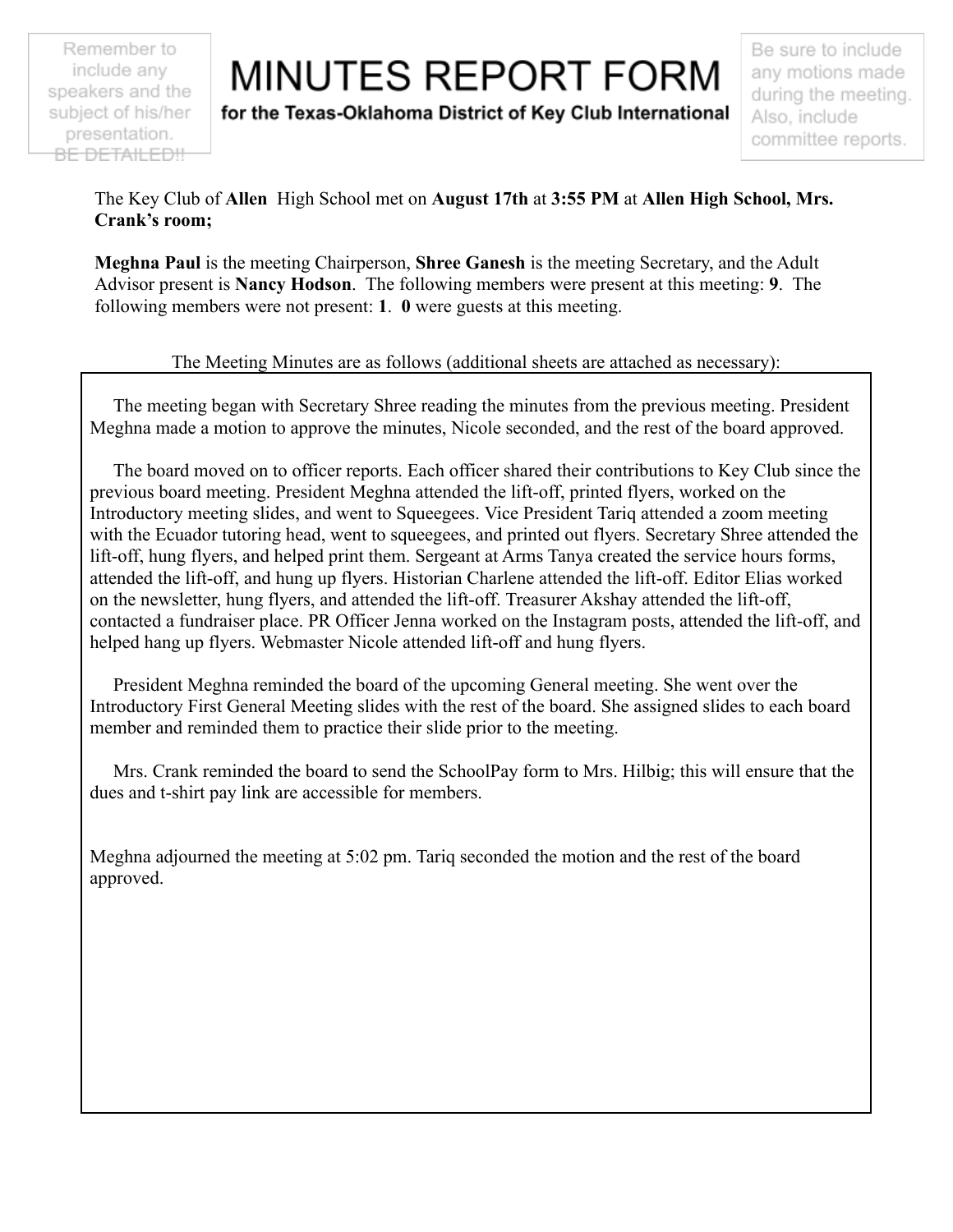Remember to include any speakers and the subject of his/her presentation. BE DETAILED!!

# MINUTES REPORT FORM

**for the Texas-Oklahoma District of Key Club International**

Be sure to include any motions made during the meeting. Also, include committee reports.

The Key Club of **Allen** High School met on **August 17th** at **3:55 PM** at **Allen High School, Mrs. Crank's room;**

**Meghna Paul** is the meeting Chairperson, **Shree Ganesh** is the meeting Secretary, and the Adult Advisor present is **Nancy Hodson**. The following members were present at this meeting: **9**. The following members were not present: **1**. **0** were guests at this meeting.

The Meeting Minutes are as follows (additional sheets are attached as necessary):

The meeting began with Secretary Shree reading the minutes from the previous meeting. President Meghna made a motion to approve the minutes, Nicole seconded, and the rest of the board approved.

The board moved on to officer reports. Each officer shared their contributions to Key Club since the previous board meeting. President Meghna attended the lift-off, printed flyers, worked on the Introductory meeting slides, and went to Squeegees. Vice President Tariq attended a zoom meeting with the Ecuador tutoring head, went to squeegees, and printed out flyers. Secretary Shree attended the lift-off, hung flyers, and helped print them. Sergeant at Arms Tanya created the service hours forms, attended the lift-off, and hung up flyers. Historian Charlene attended the lift-off. Editor Elias worked on the newsletter, hung flyers, and attended the lift-off. Treasurer Akshay attended the lift-off, contacted a fundraiser place. PR Officer Jenna worked on the Instagram posts, attended the lift-off, and helped hang up flyers. Webmaster Nicole attended lift-off and hung flyers.

President Meghna reminded the board of the upcoming General meeting. She went over the Introductory First General Meeting slides with the rest of the board. She assigned slides to each board member and reminded them to practice their slide prior to the meeting.

Mrs. Crank reminded the board to send the SchoolPay form to Mrs. Hilbig; this will ensure that the dues and t-shirt pay link are accessible for members.

Meghna adjourned the meeting at 5:02 pm. Tariq seconded the motion and the rest of the board approved.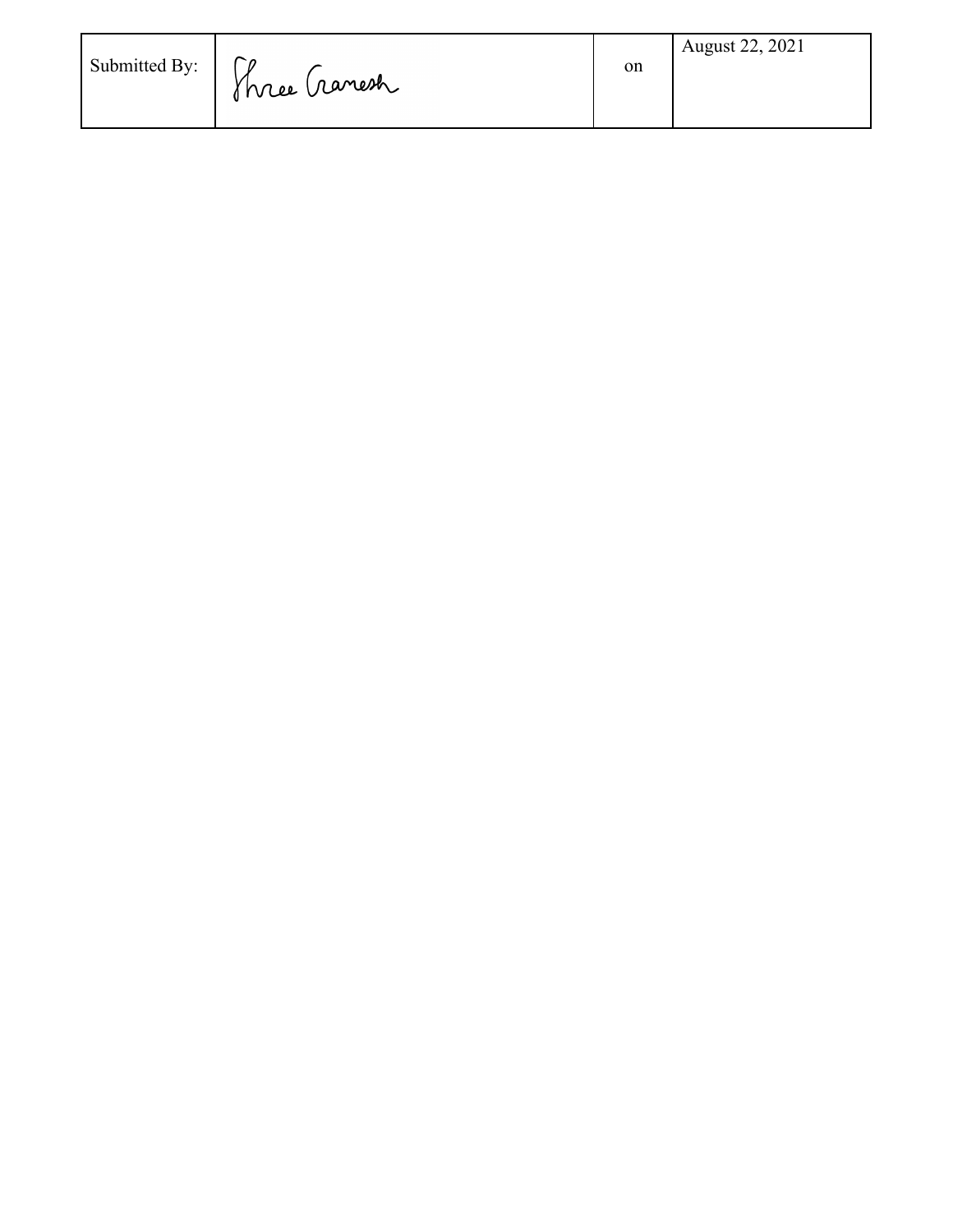| | | | |
|---|---|---|---|
| Submitted By: | Shree Ganesh | on | August 22, 2021 |